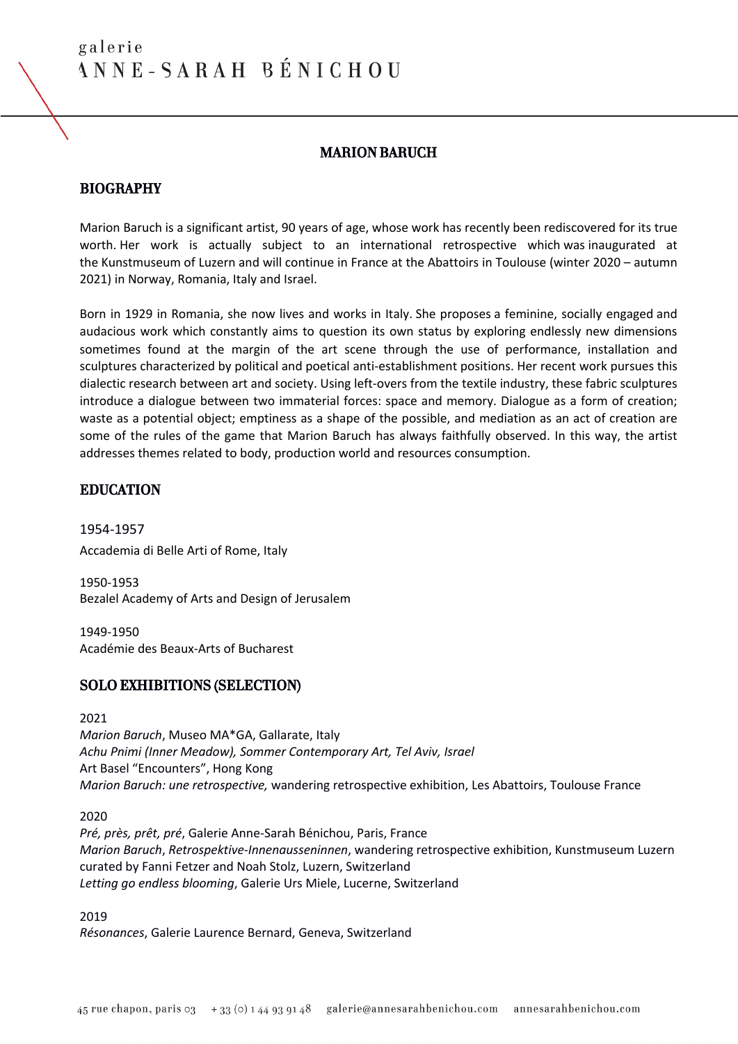# MARION BARUCH

## BIOGRAPHY

Marion Baruch is a significant artist, 90 years of age, whose work has recently been rediscovered for its true worth. Her work is actually subject to an international retrospective which was inaugurated at the Kunstmuseum of Luzern and will continue in France at the Abattoirs in Toulouse (winter 2020 – autumn 2021) in Norway, Romania, Italy and Israel.

Born in 1929 in Romania, she now lives and works in Italy. She proposes a feminine, socially engaged and audacious work which constantly aims to question its own status by exploring endlessly new dimensions sometimes found at the margin of the art scene through the use of performance, installation and sculptures characterized by political and poetical anti-establishment positions. Her recent work pursues this dialectic research between art and society. Using left-overs from the textile industry, these fabric sculptures introduce a dialogue between two immaterial forces: space and memory. Dialogue as a form of creation; waste as a potential object; emptiness as a shape of the possible, and mediation as an act of creation are some of the rules of the game that Marion Baruch has always faithfully observed. In this way, the artist addresses themes related to body, production world and resources consumption.

## EDUCATION

1954-1957
Accademia di Belle Arti of Rome, Italy

1950-1953
Bezalel Academy of Arts and Design of Jerusalem

1949-1950
Académie des Beaux-Arts of Bucharest

## SOLO EXHIBITIONS (SELECTION)

2021
*Marion Baruch*, Museo MA*GA, Gallarate, Italy
*Achu Pnimi (Inner Meadow), Sommer Contemporary Art, Tel Aviv, Israel*
Art Basel "Encounters", Hong Kong
*Marion Baruch: une retrospective,* wandering retrospective exhibition, Les Abattoirs, Toulouse France

2020
*Pré, près, prêt, pré*, Galerie Anne-Sarah Bénichou, Paris, France
*Marion Baruch*, *Retrospektive-Innenausseninnen*, wandering retrospective exhibition, Kunstmuseum Luzern curated by Fanni Fetzer and Noah Stolz, Luzern, Switzerland
*Letting go endless blooming*, Galerie Urs Miele, Lucerne, Switzerland

2019
*Résonances*, Galerie Laurence Bernard, Geneva, Switzerland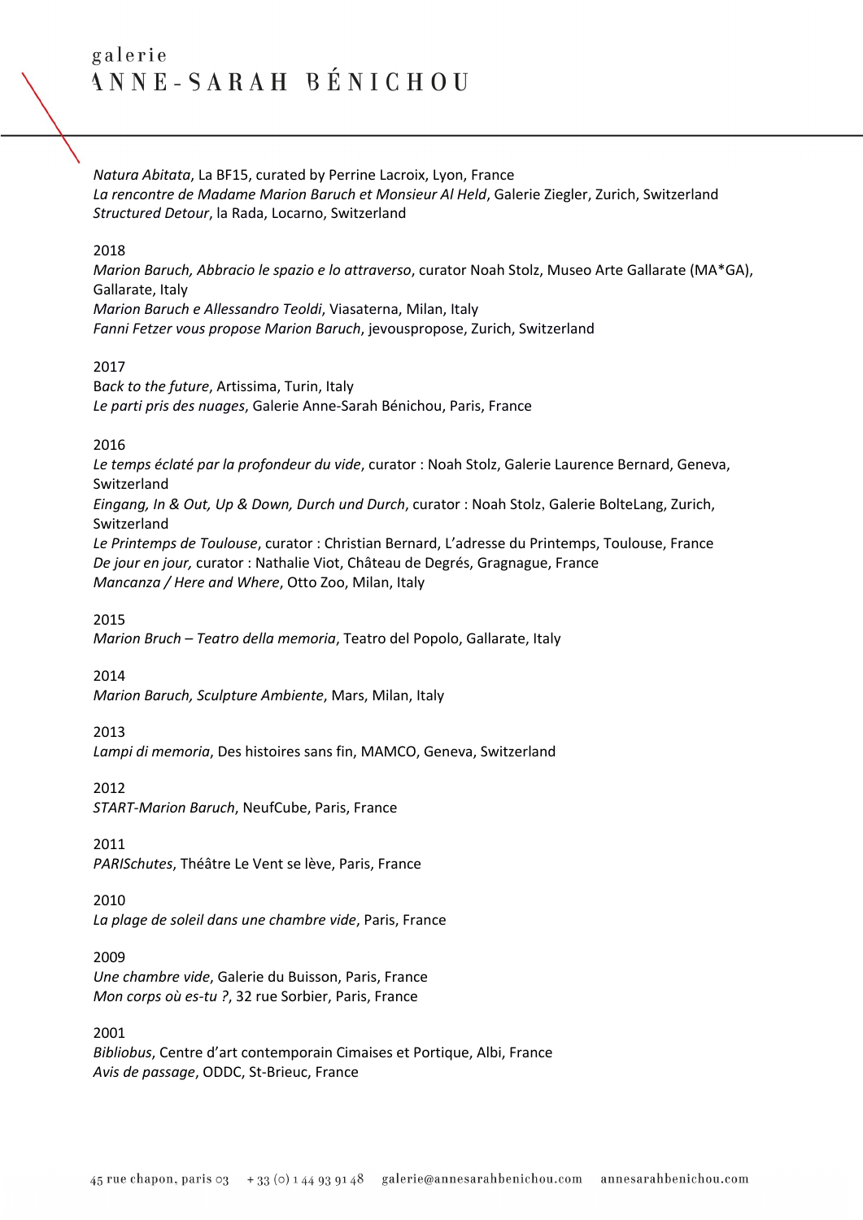*Natura Abitata*, La BF15, curated by Perrine Lacroix, Lyon, France
*La rencontre de Madame Marion Baruch et Monsieur Al Held*, Galerie Ziegler, Zurich, Switzerland
*Structured Detour*, la Rada, Locarno, Switzerland

2018
*Marion Baruch, Abbracio le spazio e lo attraverso*, curator Noah Stolz, Museo Arte Gallarate (MA*GA), Gallarate, Italy
*Marion Baruch e Allessandro Teoldi*, Viasaterna, Milan, Italy
*Fanni Fetzer vous propose Marion Baruch*, jevouspropose, Zurich, Switzerland

2017
*Back to the future*, Artissima, Turin, Italy
*Le parti pris des nuages*, Galerie Anne-Sarah Bénichou, Paris, France

2016
*Le temps éclaté par la profondeur du vide*, curator : Noah Stolz, Galerie Laurence Bernard, Geneva, Switzerland
*Eingang, In & Out, Up & Down, Durch und Durch*, curator : Noah Stolz, Galerie BolteLang, Zurich, Switzerland
*Le Printemps de Toulouse*, curator : Christian Bernard, L'adresse du Printemps, Toulouse, France
*De jour en jour,* curator : Nathalie Viot, Château de Degrés, Gragnague, France
*Mancanza / Here and Where*, Otto Zoo, Milan, Italy

2015
*Marion Bruch – Teatro della memoria*, Teatro del Popolo, Gallarate, Italy

2014
*Marion Baruch, Sculpture Ambiente*, Mars, Milan, Italy

2013
*Lampi di memoria*, Des histoires sans fin, MAMCO, Geneva, Switzerland

2012
*START-Marion Baruch*, NeufCube, Paris, France

2011
*PARISchutes*, Théâtre Le Vent se lève, Paris, France

2010
*La plage de soleil dans une chambre vide*, Paris, France

2009
*Une chambre vide*, Galerie du Buisson, Paris, France
*Mon corps où es-tu ?*, 32 rue Sorbier, Paris, France

2001
*Bibliobus*, Centre d'art contemporain Cimaises et Portique, Albi, France
*Avis de passage*, ODDC, St-Brieuc, France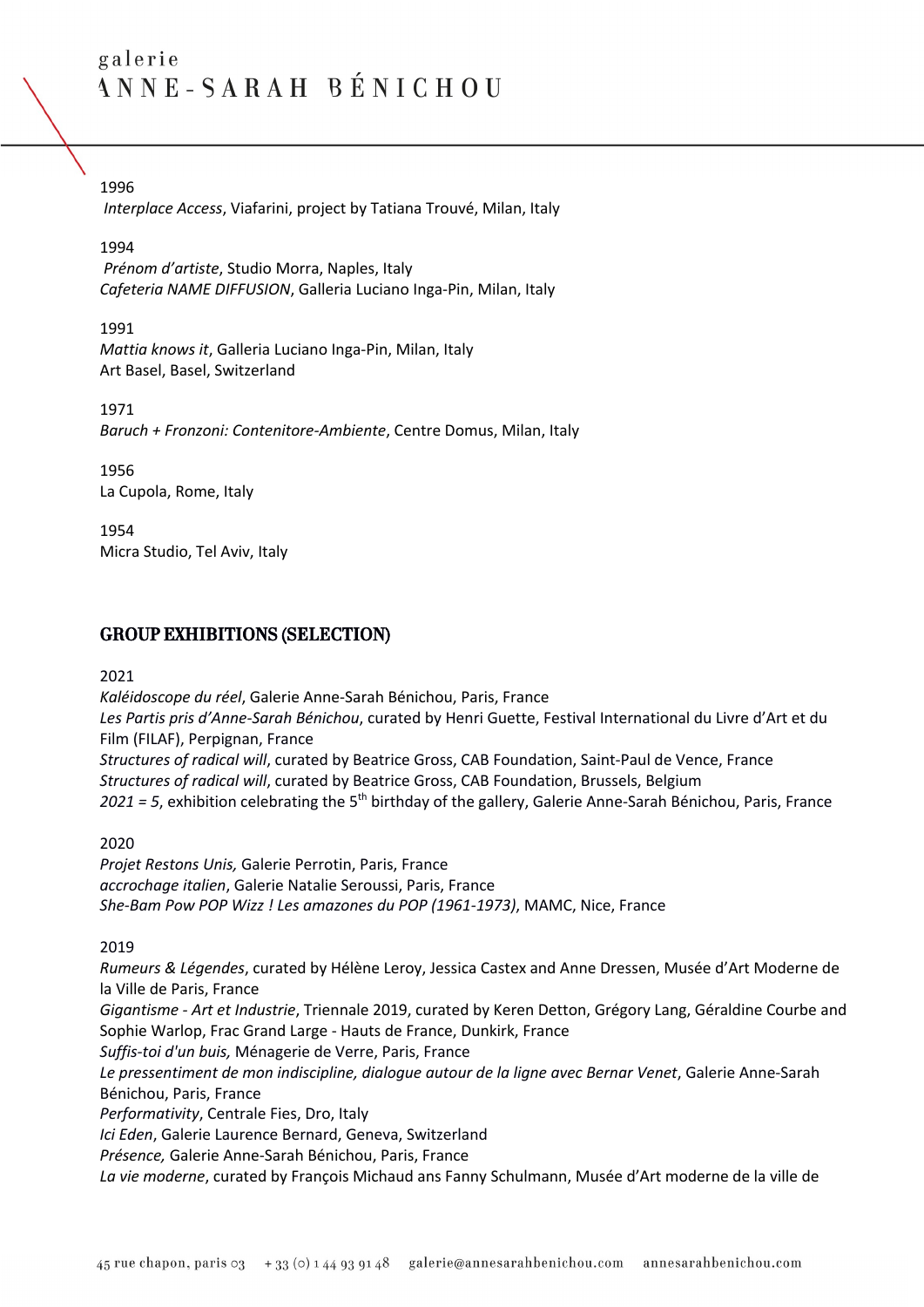1996
*Interplace Access*, Viafarini, project by Tatiana Trouvé, Milan, Italy

1994
*Prénom d'artiste*, Studio Morra, Naples, Italy
*Cafeteria NAME DIFFUSION*, Galleria Luciano Inga-Pin, Milan, Italy

1991
*Mattia knows it*, Galleria Luciano Inga-Pin, Milan, Italy
Art Basel, Basel, Switzerland

1971
*Baruch + Fronzoni: Contenitore-Ambiente*, Centre Domus, Milan, Italy

1956
La Cupola, Rome, Italy

1954
Micra Studio, Tel Aviv, Italy

## GROUP EXHIBITIONS (SELECTION)

2021
*Kaléidoscope du réel*, Galerie Anne-Sarah Bénichou, Paris, France
*Les Partis pris d'Anne-Sarah Bénichou*, curated by Henri Guette, Festival International du Livre d'Art et du Film (FILAF), Perpignan, France
*Structures of radical will*, curated by Beatrice Gross, CAB Foundation, Saint-Paul de Vence, France
*Structures of radical will*, curated by Beatrice Gross, CAB Foundation, Brussels, Belgium
*2021 = 5*, exhibition celebrating the 5th birthday of the gallery, Galerie Anne-Sarah Bénichou, Paris, France

2020
*Projet Restons Unis,* Galerie Perrotin, Paris, France
*accrochage italien*, Galerie Natalie Seroussi, Paris, France
*She-Bam Pow POP Wizz ! Les amazones du POP (1961-1973)*, MAMC, Nice, France

2019
*Rumeurs & Légendes*, curated by Hélène Leroy, Jessica Castex and Anne Dressen, Musée d'Art Moderne de la Ville de Paris, France
*Gigantisme - Art et Industrie*, Triennale 2019, curated by Keren Detton, Grégory Lang, Géraldine Courbe and Sophie Warlop, Frac Grand Large - Hauts de France, Dunkirk, France
*Suffis-toi d'un buis,* Ménagerie de Verre, Paris, France
*Le pressentiment de mon indiscipline, dialogue autour de la ligne avec Bernar Venet*, Galerie Anne-Sarah Bénichou, Paris, France
*Performativity*, Centrale Fies, Dro, Italy
*Ici Eden*, Galerie Laurence Bernard, Geneva, Switzerland
*Présence,* Galerie Anne-Sarah Bénichou, Paris, France
*La vie moderne*, curated by François Michaud ans Fanny Schulmann, Musée d'Art moderne de la ville de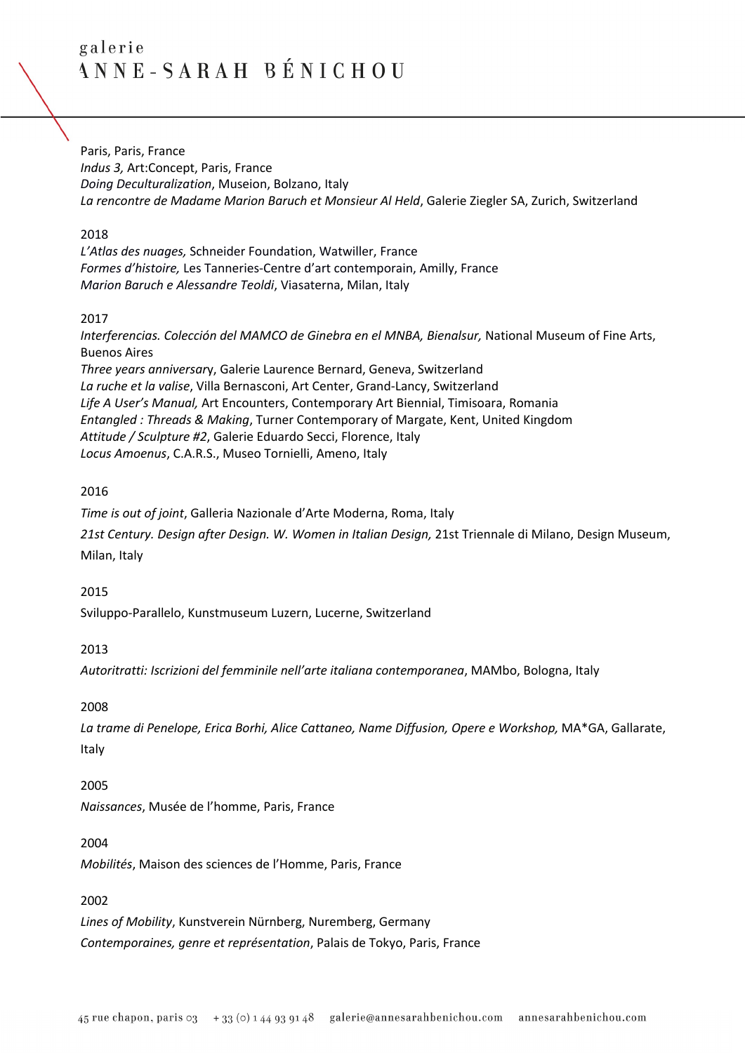Paris, Paris, France
*Indus 3,* Art:Concept, Paris, France
*Doing Deculturalization*, Museion, Bolzano, Italy
*La rencontre de Madame Marion Baruch et Monsieur Al Held*, Galerie Ziegler SA, Zurich, Switzerland

2018
*L'Atlas des nuages,* Schneider Foundation, Watwiller, France
*Formes d'histoire,* Les Tanneries-Centre d'art contemporain, Amilly, France
*Marion Baruch e Alessandre Teoldi*, Viasaterna, Milan, Italy

2017
*Interferencias. Colección del MAMCO de Ginebra en el MNBA, Bienalsur,* National Museum of Fine Arts, Buenos Aires
*Three years anniversar*y, Galerie Laurence Bernard, Geneva, Switzerland
*La ruche et la valise*, Villa Bernasconi, Art Center, Grand-Lancy, Switzerland
*Life A User's Manual,* Art Encounters, Contemporary Art Biennial, Timisoara, Romania
*Entangled : Threads & Making*, Turner Contemporary of Margate, Kent, United Kingdom
*Attitude / Sculpture #2*, Galerie Eduardo Secci, Florence, Italy
*Locus Amoenus*, C.A.R.S., Museo Tornielli, Ameno, Italy

2016
*Time is out of joint*, Galleria Nazionale d'Arte Moderna, Roma, Italy
*21st Century. Design after Design. W. Women in Italian Design,* 21st Triennale di Milano, Design Museum, Milan, Italy

2015
Sviluppo-Parallelo, Kunstmuseum Luzern, Lucerne, Switzerland

2013
*Autoritratti: Iscrizioni del femminile nell'arte italiana contemporanea*, MAMbo, Bologna, Italy

2008
*La trame di Penelope, Erica Borhi, Alice Cattaneo, Name Diffusion, Opere e Workshop,* MA*GA, Gallarate, Italy

2005
*Naissances*, Musée de l'homme, Paris, France

2004
*Mobilités*, Maison des sciences de l'Homme, Paris, France

2002
*Lines of Mobility*, Kunstverein Nürnberg, Nuremberg, Germany
*Contemporaines, genre et représentation*, Palais de Tokyo, Paris, France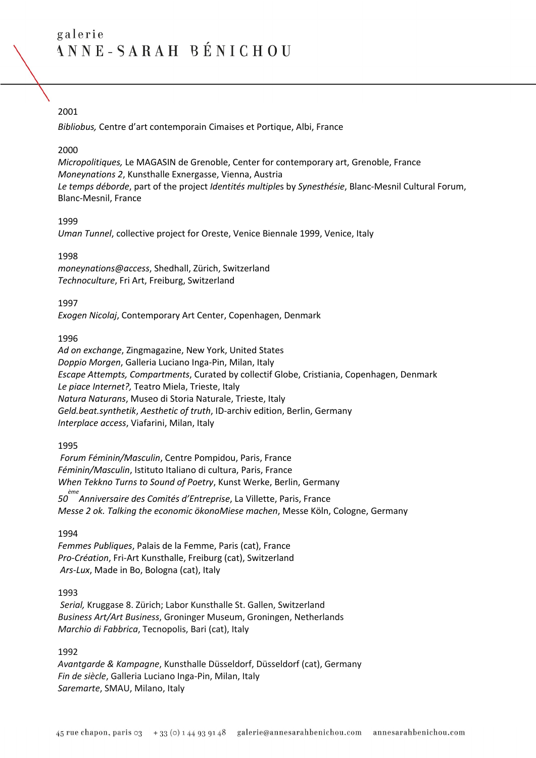2001

*Bibliobus,* Centre d'art contemporain Cimaises et Portique, Albi, France

2000

*Micropolitiques,* Le MAGASIN de Grenoble, Center for contemporary art, Grenoble, France
*Moneynations 2*, Kunsthalle Exnergasse, Vienna, Austria
*Le temps déborde*, part of the project *Identités multiple*s by *Synesthésie*, Blanc-Mesnil Cultural Forum, Blanc-Mesnil, France

1999

*Uman Tunnel*, collective project for Oreste, Venice Biennale 1999, Venice, Italy

1998

*moneynations@access*, Shedhall, Zürich, Switzerland
*Technoculture*, Fri Art, Freiburg, Switzerland

1997

*Exogen Nicolaj*, Contemporary Art Center, Copenhagen, Denmark

1996

*Ad on exchange*, Zingmagazine, New York, United States
*Doppio Morgen*, Galleria Luciano Inga-Pin, Milan, Italy
*Escape Attempts, Compartments*, Curated by collectif Globe, Cristiania, Copenhagen, Denmark
*Le piace Internet?,* Teatro Miela, Trieste, Italy
*Natura Naturans*, Museo di Storia Naturale, Trieste, Italy
*Geld.beat.synthetik*, *Aesthetic of truth*, ID-archiv edition, Berlin, Germany
*Interplace access*, Viafarini, Milan, Italy

1995

*Forum Féminin/Masculin*, Centre Pompidou, Paris, France
*Féminin/Masculin*, Istituto Italiano di cultura, Paris, France
*When Tekkno Turns to Sound of Poetry*, Kunst Werke, Berlin, Germany
*50ème Anniversaire des Comités d'Entreprise*, La Villette, Paris, France
*Messe 2 ok. Talking the economic ökonoMiese machen*, Messe Köln, Cologne, Germany

1994

*Femmes Publiques*, Palais de la Femme, Paris (cat), France
*Pro-Création*, Fri-Art Kunsthalle, Freiburg (cat), Switzerland
*Ars-Lux*, Made in Bo, Bologna (cat), Italy

1993

*Serial,* Kruggase 8. Zürich; Labor Kunsthalle St. Gallen, Switzerland
*Business Art/Art Business*, Groninger Museum, Groningen, Netherlands
*Marchio di Fabbrica*, Tecnopolis, Bari (cat), Italy

1992

*Avantgarde & Kampagne*, Kunsthalle Düsseldorf, Düsseldorf (cat), Germany
*Fin de siècle*, Galleria Luciano Inga-Pin, Milan, Italy
*Saremarte*, SMAU, Milano, Italy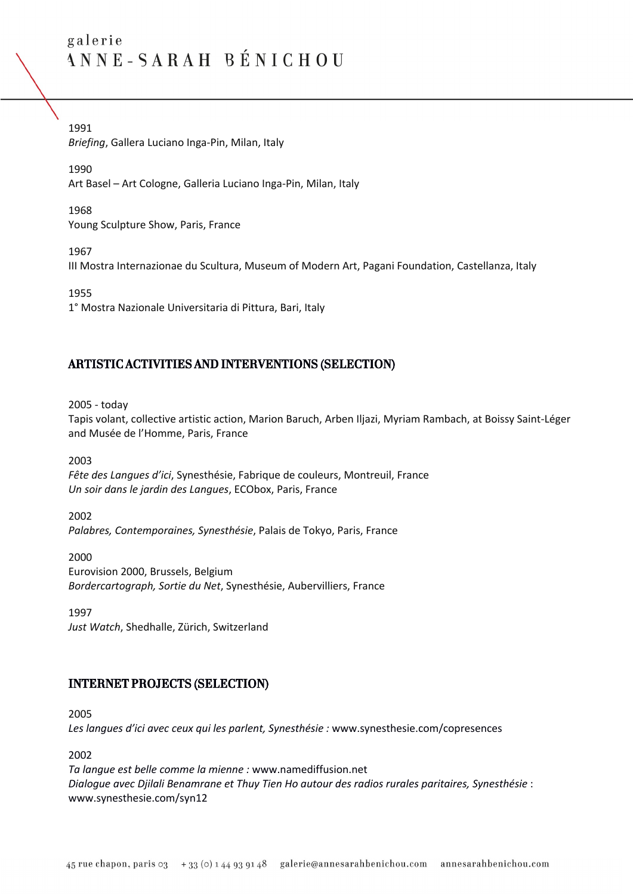1991
*Briefing*, Gallera Luciano Inga-Pin, Milan, Italy

1990
Art Basel – Art Cologne, Galleria Luciano Inga-Pin, Milan, Italy

1968
Young Sculpture Show, Paris, France

1967
III Mostra Internazionae du Scultura, Museum of Modern Art, Pagani Foundation, Castellanza, Italy

1955
1° Mostra Nazionale Universitaria di Pittura, Bari, Italy

## ARTISTIC ACTIVITIES AND INTERVENTIONS (SELECTION)

2005 - today
Tapis volant, collective artistic action, Marion Baruch, Arben Iljazi, Myriam Rambach, at Boissy Saint-Léger and Musée de l'Homme, Paris, France

2003
*Fête des Langues d'ici*, Synesthésie, Fabrique de couleurs, Montreuil, France
*Un soir dans le jardin des Langues*, ECObox, Paris, France

2002
*Palabres, Contemporaines, Synesthésie*, Palais de Tokyo, Paris, France

2000
Eurovision 2000, Brussels, Belgium
*Bordercartograph, Sortie du Net*, Synesthésie, Aubervilliers, France

1997
*Just Watch*, Shedhalle, Zürich, Switzerland

## INTERNET PROJECTS (SELECTION)

2005
*Les langues d'ici avec ceux qui les parlent, Synesthésie :* www.synesthesie.com/copresences

2002
*Ta langue est belle comme la mienne :* www.namediffusion.net
*Dialogue avec Djilali Benamrane et Thuy Tien Ho autour des radios rurales paritaires, Synesthésie* : www.synesthesie.com/syn12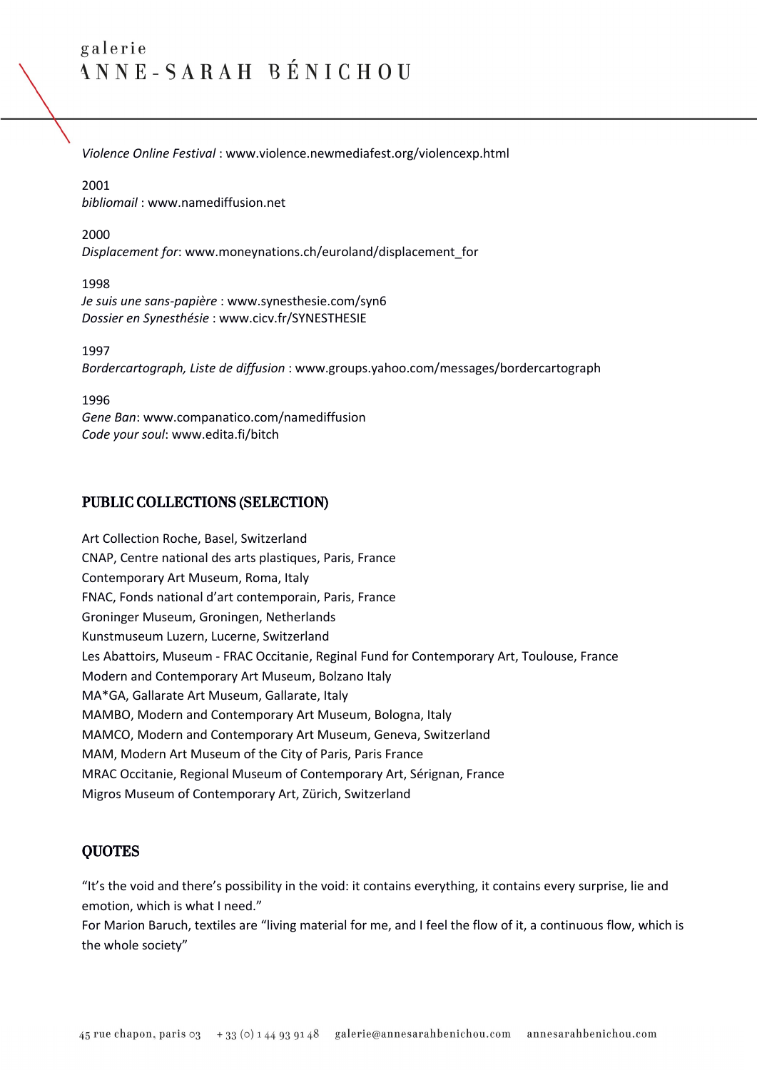*Violence Online Festival* : www.violence.newmediafest.org/violencexp.html

2001
*bibliomail* : www.namediffusion.net

2000
*Displacement for*: www.moneynations.ch/euroland/displacement_for

1998
*Je suis une sans-papière* : www.synesthesie.com/syn6
*Dossier en Synesthésie* : www.cicv.fr/SYNESTHESIE

1997
*Bordercartograph, Liste de diffusion* : www.groups.yahoo.com/messages/bordercartograph

1996
*Gene Ban*: www.companatico.com/namediffusion
*Code your soul*: www.edita.fi/bitch

## PUBLIC COLLECTIONS (SELECTION)

Art Collection Roche, Basel, Switzerland
CNAP, Centre national des arts plastiques, Paris, France
Contemporary Art Museum, Roma, Italy
FNAC, Fonds national d'art contemporain, Paris, France
Groninger Museum, Groningen, Netherlands
Kunstmuseum Luzern, Lucerne, Switzerland
Les Abattoirs, Museum - FRAC Occitanie, Reginal Fund for Contemporary Art, Toulouse, France
Modern and Contemporary Art Museum, Bolzano Italy
MA*GA, Gallarate Art Museum, Gallarate, Italy
MAMBO, Modern and Contemporary Art Museum, Bologna, Italy
MAMCO, Modern and Contemporary Art Museum, Geneva, Switzerland
MAM, Modern Art Museum of the City of Paris, Paris France
MRAC Occitanie, Regional Museum of Contemporary Art, Sérignan, France
Migros Museum of Contemporary Art, Zürich, Switzerland

## QUOTES

"It's the void and there's possibility in the void: it contains everything, it contains every surprise, lie and emotion, which is what I need."
For Marion Baruch, textiles are "living material for me, and I feel the flow of it, a continuous flow, which is the whole society"